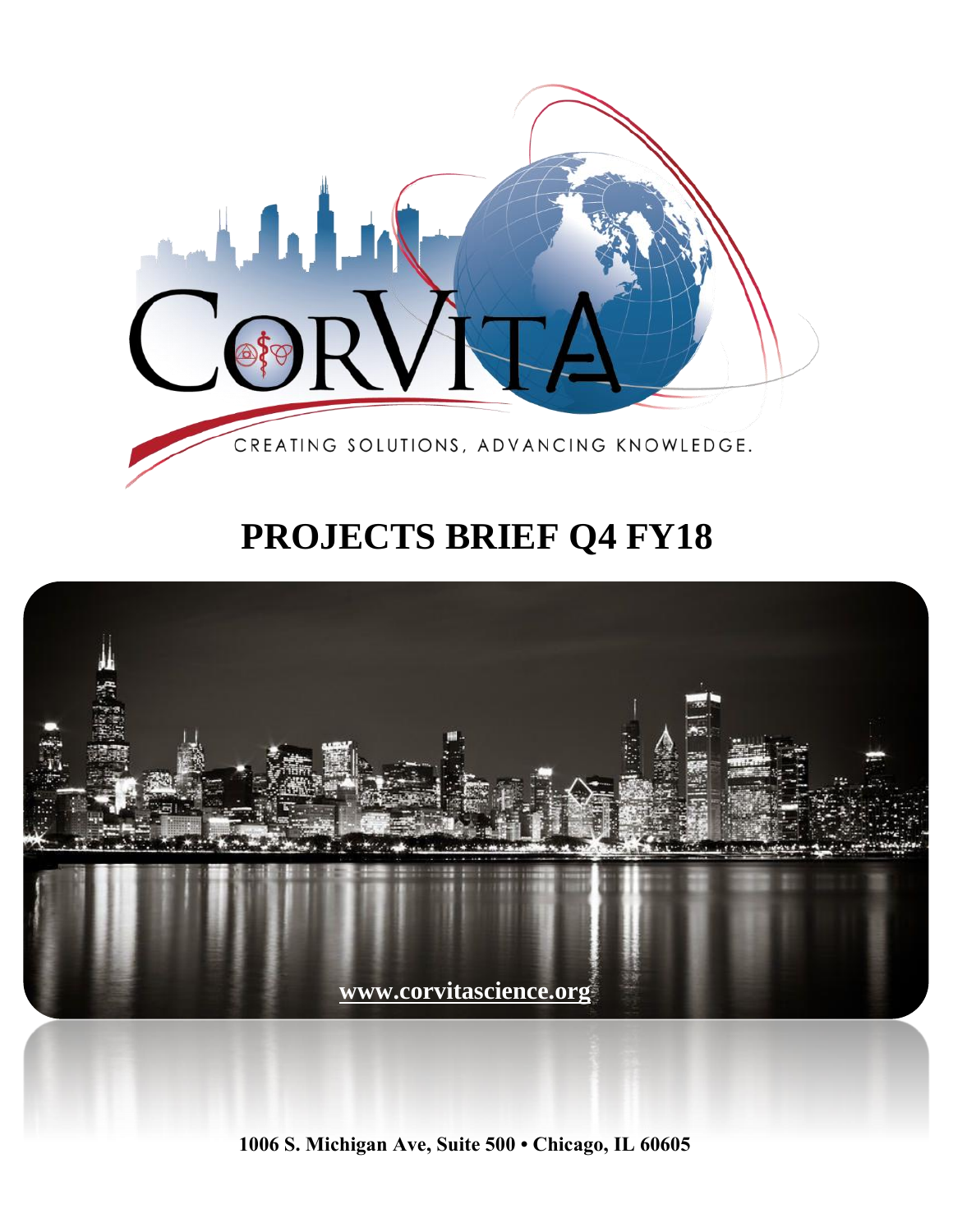CorVita

CREATING SOLUTIONS, ADVANCING KNOWLEDGE.

# PROJECTS BRIEF Q4 FY18

**www.corvitascience.org**

**1006 S. Michigan Ave, Suite 500 • Chicago, IL 60605**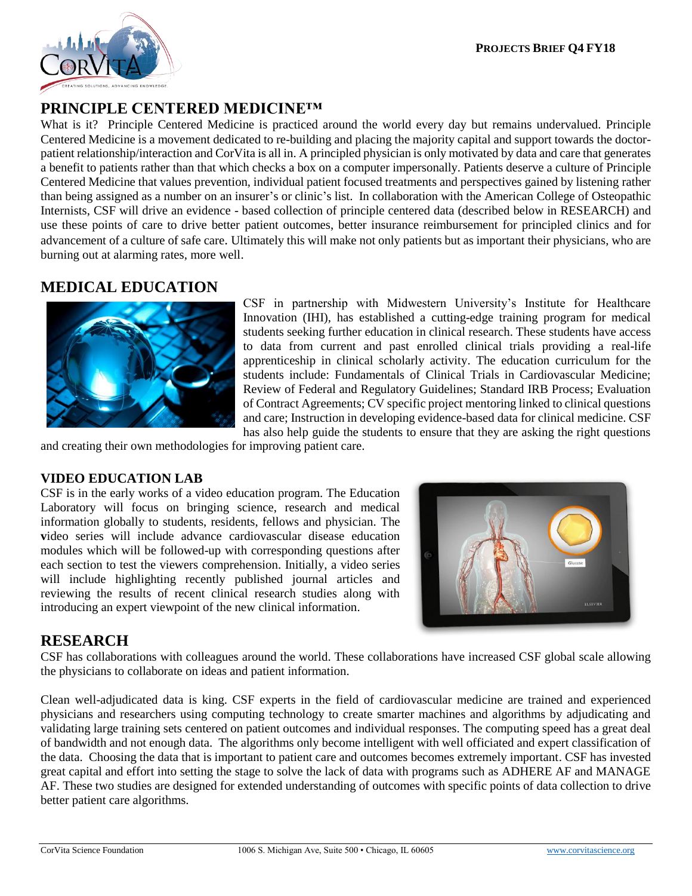**PROJECTS BRIEF Q4 FY18**

## PRINCIPLE CENTERED MEDICINE™

What is it? Principle Centered Medicine is practiced around the world every day but remains undervalued. Principle Centered Medicine is a movement dedicated to re-building and placing the majority capital and support towards the doctor-patient relationship/interaction and CorVita is all in. A principled physician is only motivated by data and care that generates a benefit to patients rather than that which checks a box on a computer impersonally. Patients deserve a culture of Principle Centered Medicine that values prevention, individual patient focused treatments and perspectives gained by listening rather than being assigned as a number on an insurer's or clinic's list. In collaboration with the American College of Osteopathic Internists, CSF will drive an evidence - based collection of principle centered data (described below in RESEARCH) and use these points of care to drive better patient outcomes, better insurance reimbursement for principled clinics and for advancement of a culture of safe care. Ultimately this will make not only patients but as important their physicians, who are burning out at alarming rates, more well.

## MEDICAL EDUCATION

CSF in partnership with Midwestern University's Institute for Healthcare Innovation (IHI), has established a cutting-edge training program for medical students seeking further education in clinical research. These students have access to data from current and past enrolled clinical trials providing a real-life apprenticeship in clinical scholarly activity. The education curriculum for the students include: Fundamentals of Clinical Trials in Cardiovascular Medicine; Review of Federal and Regulatory Guidelines; Standard IRB Process; Evaluation of Contract Agreements; CV specific project mentoring linked to clinical questions and care; Instruction in developing evidence-based data for clinical medicine. CSF has also help guide the students to ensure that they are asking the right questions and creating their own methodologies for improving patient care.

### VIDEO EDUCATION LAB

CSF is in the early works of a video education program. The Education Laboratory will focus on bringing science, research and medical information globally to students, residents, fellows and physician. The video series will include advance cardiovascular disease education modules which will be followed-up with corresponding questions after each section to test the viewers comprehension. Initially, a video series will include highlighting recently published journal articles and reviewing the results of recent clinical research studies along with introducing an expert viewpoint of the new clinical information.

## RESEARCH

CSF has collaborations with colleagues around the world. These collaborations have increased CSF global scale allowing the physicians to collaborate on ideas and patient information.

Clean well-adjudicated data is king. CSF experts in the field of cardiovascular medicine are trained and experienced physicians and researchers using computing technology to create smarter machines and algorithms by adjudicating and validating large training sets centered on patient outcomes and individual responses. The computing speed has a great deal of bandwidth and not enough data. The algorithms only become intelligent with well officiated and expert classification of the data. Choosing the data that is important to patient care and outcomes becomes extremely important. CSF has invested great capital and effort into setting the stage to solve the lack of data with programs such as ADHERE AF and MANAGE AF. These two studies are designed for extended understanding of outcomes with specific points of data collection to drive better patient care algorithms.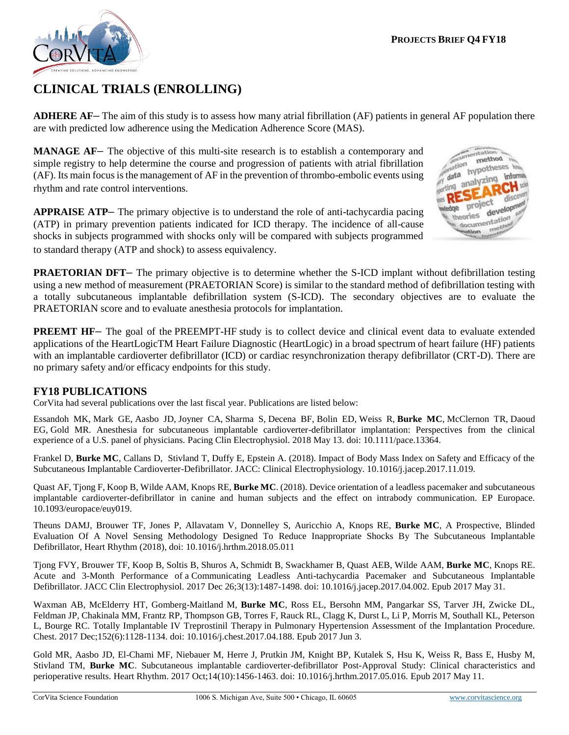# CLINICAL TRIALS (ENROLLING)

**ADHERE AF**– The aim of this study is to assess how many atrial fibrillation (AF) patients in general AF population there are with predicted low adherence using the Medication Adherence Score (MAS).

**MANAGE AF**– The objective of this multi-site research is to establish a contemporary and simple registry to help determine the course and progression of patients with atrial fibrillation (AF). Its main focus is the management of AF in the prevention of thrombo-embolic events using rhythm and rate control interventions.

**APPRAISE ATP**– The primary objective is to understand the role of anti-tachycardia pacing (ATP) in primary prevention patients indicated for ICD therapy. The incidence of all-cause shocks in subjects programmed with shocks only will be compared with subjects programmed to standard therapy (ATP and shock) to assess equivalency.

**PRAETORIAN DFT**– The primary objective is to determine whether the S-ICD implant without defibrillation testing using a new method of measurement (PRAETORIAN Score) is similar to the standard method of defibrillation testing with a totally subcutaneous implantable defibrillation system (S-ICD). The secondary objectives are to evaluate the PRAETORIAN score and to evaluate anesthesia protocols for implantation.

**PREEMT HF**– The goal of the PREEMPT-HF study is to collect device and clinical event data to evaluate extended applications of the HeartLogicTM Heart Failure Diagnostic (HeartLogic) in a broad spectrum of heart failure (HF) patients with an implantable cardioverter defibrillator (ICD) or cardiac resynchronization therapy defibrillator (CRT-D). There are no primary safety and/or efficacy endpoints for this study.

## FY18 PUBLICATIONS

CorVita had several publications over the last fiscal year. Publications are listed below:

Essandoh MK, Mark GE, Aasbo JD, Joyner CA, Sharma S, Decena BF, Bolin ED, Weiss R, **Burke MC**, McClernon TR, Daoud EG, Gold MR. Anesthesia for subcutaneous implantable cardioverter-defibrillator implantation: Perspectives from the clinical experience of a U.S. panel of physicians. Pacing Clin Electrophysiol. 2018 May 13. doi: 10.1111/pace.13364.

Frankel D, **Burke MC**, Callans D, Stivland T, Duffy E, Epstein A. (2018). Impact of Body Mass Index on Safety and Efficacy of the Subcutaneous Implantable Cardioverter-Defibrillator. JACC: Clinical Electrophysiology. 10.1016/j.jacep.2017.11.019.

Quast AF, Tjong F, Koop B, Wilde AAM, Knops RE, **Burke MC**. (2018). Device orientation of a leadless pacemaker and subcutaneous implantable cardioverter-defibrillator in canine and human subjects and the effect on intrabody communication. EP Europace. 10.1093/europace/euy019.

Theuns DAMJ, Brouwer TF, Jones P, Allavatam V, Donnelley S, Auricchio A, Knops RE, **Burke MC**, A Prospective, Blinded Evaluation Of A Novel Sensing Methodology Designed To Reduce Inappropriate Shocks By The Subcutaneous Implantable Defibrillator, Heart Rhythm (2018), doi: 10.1016/j.hrthm.2018.05.011

Tjong FVY, Brouwer TF, Koop B, Soltis B, Shuros A, Schmidt B, Swackhamer B, Quast AEB, Wilde AAM, **Burke MC**, Knops RE. Acute and 3-Month Performance of a Communicating Leadless Anti-tachycardia Pacemaker and Subcutaneous Implantable Defibrillator. JACC Clin Electrophysiol. 2017 Dec 26;3(13):1487-1498. doi: 10.1016/j.jacep.2017.04.002. Epub 2017 May 31.

Waxman AB, McElderry HT, Gomberg-Maitland M, **Burke MC**, Ross EL, Bersohn MM, Pangarkar SS, Tarver JH, Zwicke DL, Feldman JP, Chakinala MM, Frantz RP, Thompson GB, Torres F, Rauck RL, Clagg K, Durst L, Li P, Morris M, Southall KL, Peterson L, Bourge RC. Totally Implantable IV Treprostinil Therapy in Pulmonary Hypertension Assessment of the Implantation Procedure. Chest. 2017 Dec;152(6):1128-1134. doi: 10.1016/j.chest.2017.04.188. Epub 2017 Jun 3.

Gold MR, Aasbo JD, El-Chami MF, Niebauer M, Herre J, Prutkin JM, Knight BP, Kutalek S, Hsu K, Weiss R, Bass E, Husby M, Stivland TM, **Burke MC**. Subcutaneous implantable cardioverter-defibrillator Post-Approval Study: Clinical characteristics and perioperative results. Heart Rhythm. 2017 Oct;14(10):1456-1463. doi: 10.1016/j.hrthm.2017.05.016. Epub 2017 May 11.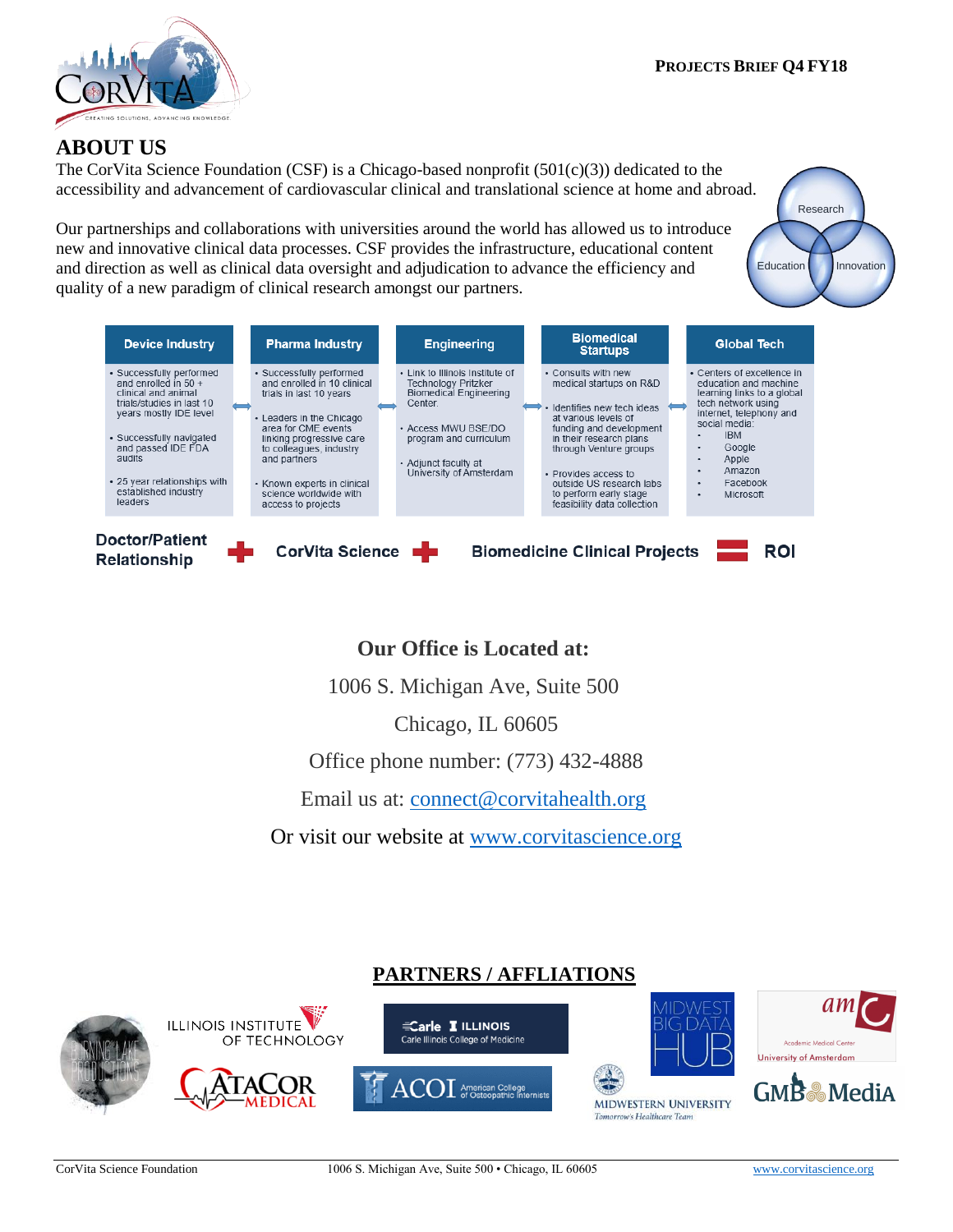PROJECTS BRIEF Q4 FY18

## ABOUT US

The CorVita Science Foundation (CSF) is a Chicago-based nonprofit (501(c)(3)) dedicated to the accessibility and advancement of cardiovascular clinical and translational science at home and abroad.

Our partnerships and collaborations with universities around the world has allowed us to introduce new and innovative clinical data processes. CSF provides the infrastructure, educational content and direction as well as clinical data oversight and adjudication to advance the efficiency and quality of a new paradigm of clinical research amongst our partners.

Research
Education
Innovation

| Device Industry | Pharma Industry | Engineering | Biomedical Startups | Global Tech |
|---|---|---|---|---|
| • Successfully performed and enrolled in 50 + clinical and animal trials/studies in last 10 years mostly IDE level<br>• Successfully navigated and passed IDE FDA audits<br>• 25 year relationships with established industry leaders | • Successfully performed and enrolled in 10 clinical trials in last 10 years<br>• Leaders in the Chicago area for CME events linking progressive care to colleagues, industry and partners<br>• Known experts in clinical science worldwide with access to projects | • Link to Illinois Institute of Technology Pritzker Biomedical Engineering Center.<br>• Access MWU BSE/DO program and curriculum<br>• Adjunct faculty at University of Amsterdam | • Consults with new medical startups on R&D<br>• Identifies new tech ideas at various levels of funding and development in their research plans through Venture groups<br>• Provides access to outside US research labs to perform early stage feasibility data collection | • Centers of excellence in education and machine learning links to a global tech network using internet, telephony and social media:<br>▪ IBM<br>▪ Google<br>▪ Apple<br>▪ Amazon<br>▪ Facebook<br>▪ Microsoft |

**Doctor/Patient Relationship + CorVita Science + Biomedicine Clinical Projects = ROI**

### Our Office is Located at:

1006 S. Michigan Ave, Suite 500

Chicago, IL 60605

Office phone number: (773) 432-4888

Email us at: connect@corvitahealth.org

Or visit our website at www.corvitascience.org

## PARTNERS / AFFLIATIONS

Burning Lake Productions
Illinois Institute of Technology
Carle Illinois College of Medicine
Midwest Big Data Hub
amc Academic Medical Center University of Amsterdam
Atacor Medical
ACOI American College of Osteopathic Internists
Midwestern University Tomorrow's Healthcare Team
GMB Media